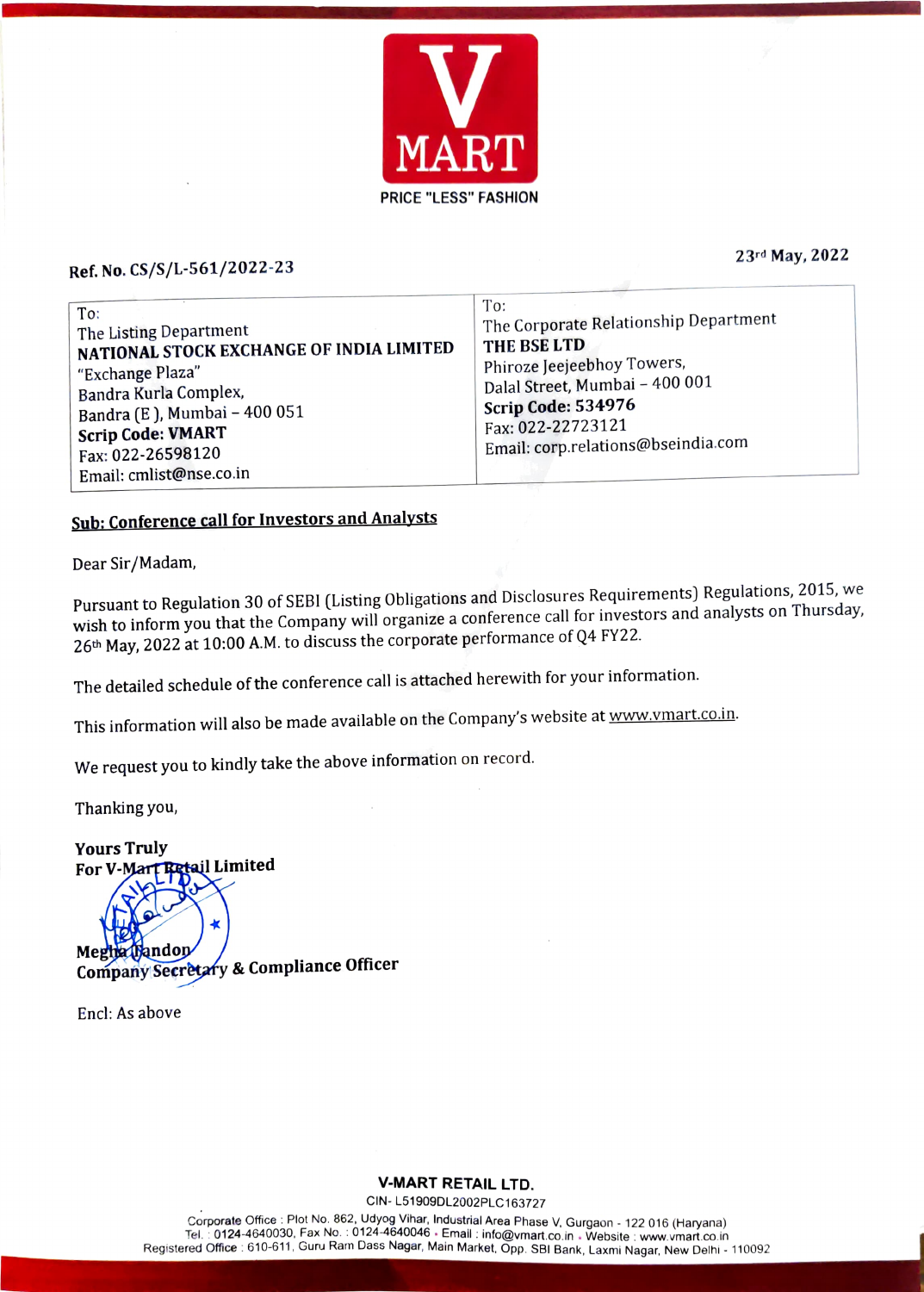V MART

PRICE "LESS" FASHION

Ref. No. CS/S/L-561/2022-23

23rd May, 2022

| To:<br>The Listing Department<br>**NATIONAL STOCK EXCHANGE OF INDIA LIMITED**<br>"Exchange Plaza"<br>Bandra Kurla Complex,<br>Bandra (E ), Mumbai – 400 051<br>**Scrip Code: VMART**<br>Fax: 022-26598120<br>Email: cmlist@nse.co.in | To:<br>The Corporate Relationship Department<br>**THE BSE LTD**<br>Phiroze Jeejeebhoy Towers,<br>Dalal Street, Mumbai – 400 001<br>**Scrip Code: 534976**<br>Fax: 022-22723121<br>Email: corp.relations@bseindia.com |
|---|---|

**Sub: Conference call for Investors and Analysts**

Dear Sir/Madam,

Pursuant to Regulation 30 of SEBI (Listing Obligations and Disclosures Requirements) Regulations, 2015, we wish to inform you that the Company will organize a conference call for investors and analysts on Thursday, 26th May, 2022 at 10:00 A.M. to discuss the corporate performance of Q4 FY22.

The detailed schedule of the conference call is attached herewith for your information.

This information will also be made available on the Company's website at www.vmart.co.in.

We request you to kindly take the above information on record.

Thanking you,

**Yours Truly**
**For V-Mart Retail Limited**

**Megha Tandon**
**Company Secretary & Compliance Officer**

Encl: As above

**V-MART RETAIL LTD.**
CIN- L51909DL2002PLC163727
Corporate Office : Plot No. 862, Udyog Vihar, Industrial Area Phase V, Gurgaon - 122 016 (Haryana)
Tel. : 0124-4640030, Fax No. : 0124-4640046 . Email : info@vmart.co.in . Website : www.vmart.co.in
Registered Office : 610-611, Guru Ram Dass Nagar, Main Market, Opp. SBI Bank, Laxmi Nagar, New Delhi - 110092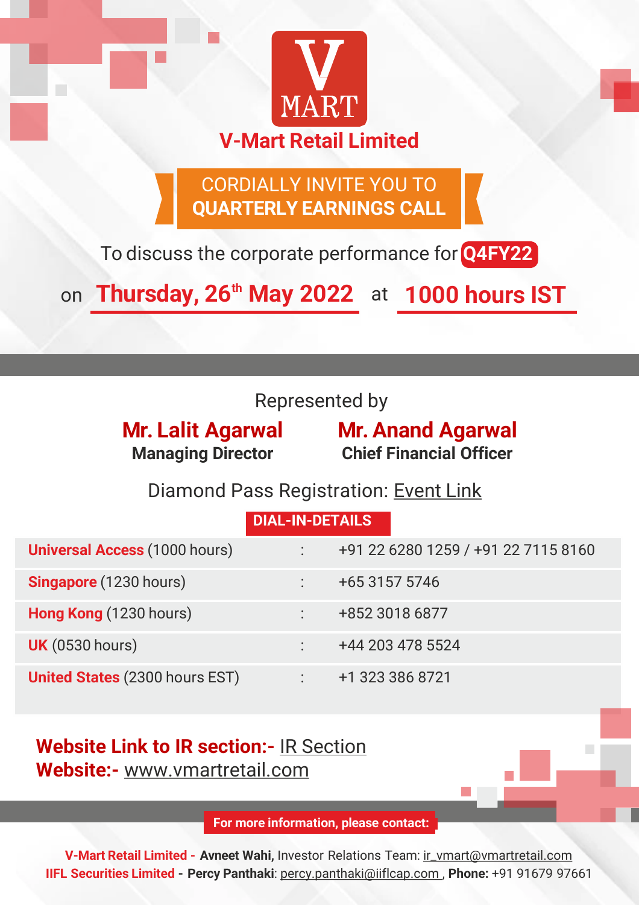# V-Mart Retail Limited

## CORDIALLY INVITE YOU TO QUARTERLY EARNINGS CALL

To discuss the corporate performance for **Q4FY22**

on **Thursday, 26th May 2022** at **1000 hours IST**

Represented by

**Mr. Lalit Agarwal**
**Managing Director**

**Mr. Anand Agarwal**
**Chief Financial Officer**

Diamond Pass Registration: Event Link

**DIAL-IN-DETAILS**

| | | |
|---|---|---|
| **Universal Access** (1000 hours) | : | +91 22 6280 1259 / +91 22 7115 8160 |
| **Singapore** (1230 hours) | : | +65 3157 5746 |
| **Hong Kong** (1230 hours) | : | +852 3018 6877 |
| **UK** (0530 hours) | : | +44 203 478 5524 |
| **United States** (2300 hours EST) | : | +1 323 386 8721 |

**Website Link to IR section:-** IR Section
**Website:-** www.vmartretail.com

**For more information, please contact:**

**V-Mart Retail Limited - Avneet Wahi,** Investor Relations Team: ir_vmart@vmartretail.com
**IIFL Securities Limited - Percy Panthaki**: percy.panthaki@iiflcap.com , **Phone:** +91 91679 97661